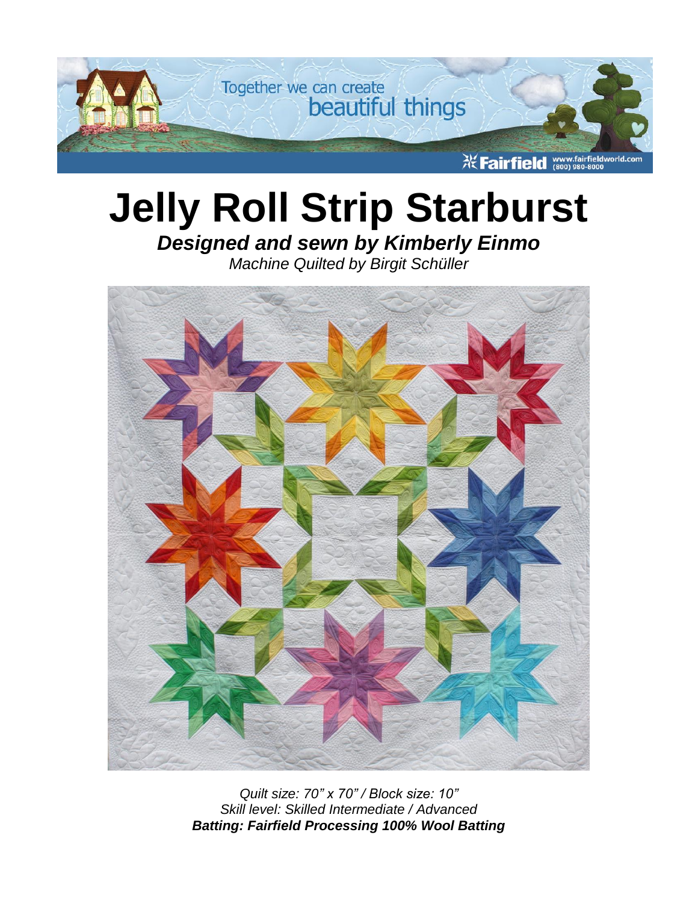# Jelly Roll Strip Starburst

***Designed and sewn by Kimberly Einmo***

*Machine Quilted by Birgit Schüller*

*Quilt size: 70" x 70" / Block size: 10"*
*Skill level: Skilled Intermediate / Advanced*
***Batting: Fairfield Processing 100% Wool Batting***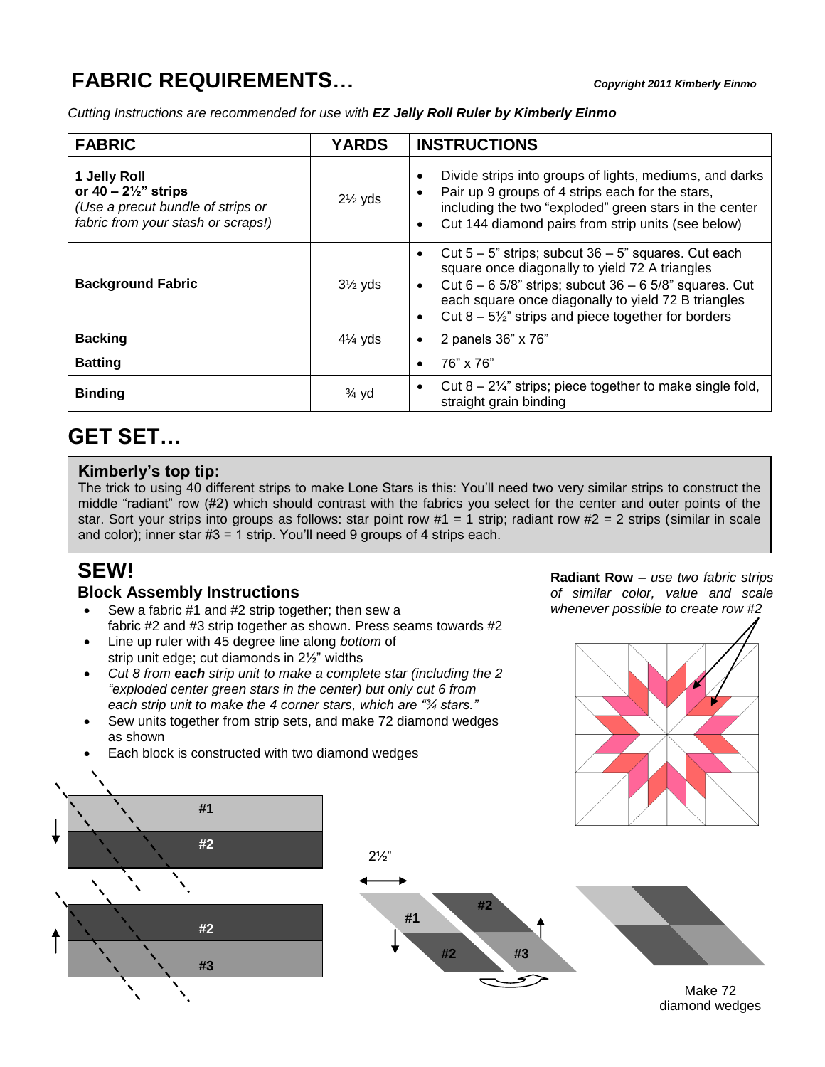# FABRIC REQUIREMENTS…

***Copyright 2011 Kimberly Einmo***

*Cutting Instructions are recommended for use with **EZ Jelly Roll Ruler by Kimberly Einmo***

| FABRIC | YARDS | INSTRUCTIONS |
|---|---|---|
| **1 Jelly Roll or 40 – 2½" strips** *(Use a precut bundle of strips or fabric from your stash or scraps!)* | 2½ yds | • Divide strips into groups of lights, mediums, and darks<br>• Pair up 9 groups of 4 strips each for the stars, including the two "exploded" green stars in the center<br>• Cut 144 diamond pairs from strip units (see below) |
| **Background Fabric** | 3½ yds | • Cut 5 – 5" strips; subcut 36 – 5" squares. Cut each square once diagonally to yield 72 A triangles<br>• Cut 6 – 6 5/8" strips; subcut 36 – 6 5/8" squares. Cut each square once diagonally to yield 72 B triangles<br>• Cut 8 – 5½" strips and piece together for borders |
| **Backing** | 4¼ yds | • 2 panels 36" x 76" |
| **Batting** | | • 76" x 76" |
| **Binding** | ¾ yd | • Cut 8 – 2¼" strips; piece together to make single fold, straight grain binding |

# GET SET…

**Kimberly's top tip:**
The trick to using 40 different strips to make Lone Stars is this: You'll need two very similar strips to construct the middle "radiant" row (#2) which should contrast with the fabrics you select for the center and outer points of the star. Sort your strips into groups as follows: star point row #1 = 1 strip; radiant row #2 = 2 strips (similar in scale and color); inner star #3 = 1 strip. You'll need 9 groups of 4 strips each.

# SEW!

## Block Assembly Instructions

- Sew a fabric #1 and #2 strip together; then sew a fabric #2 and #3 strip together as shown. Press seams towards #2
- Line up ruler with 45 degree line along *bottom* of strip unit edge; cut diamonds in 2½" widths
- *Cut 8 from **each** strip unit to make a complete star (including the 2 "exploded center green stars in the center) but only cut 6 from each strip unit to make the 4 corner stars, which are "¾ stars."*
- Sew units together from strip sets, and make 72 diamond wedges as shown
- Each block is constructed with two diamond wedges

**Radiant Row** – *use two fabric strips of similar color, value and scale whenever possible to create row #2*

#1

#2

#2

#3

2½"

Make 72 diamond wedges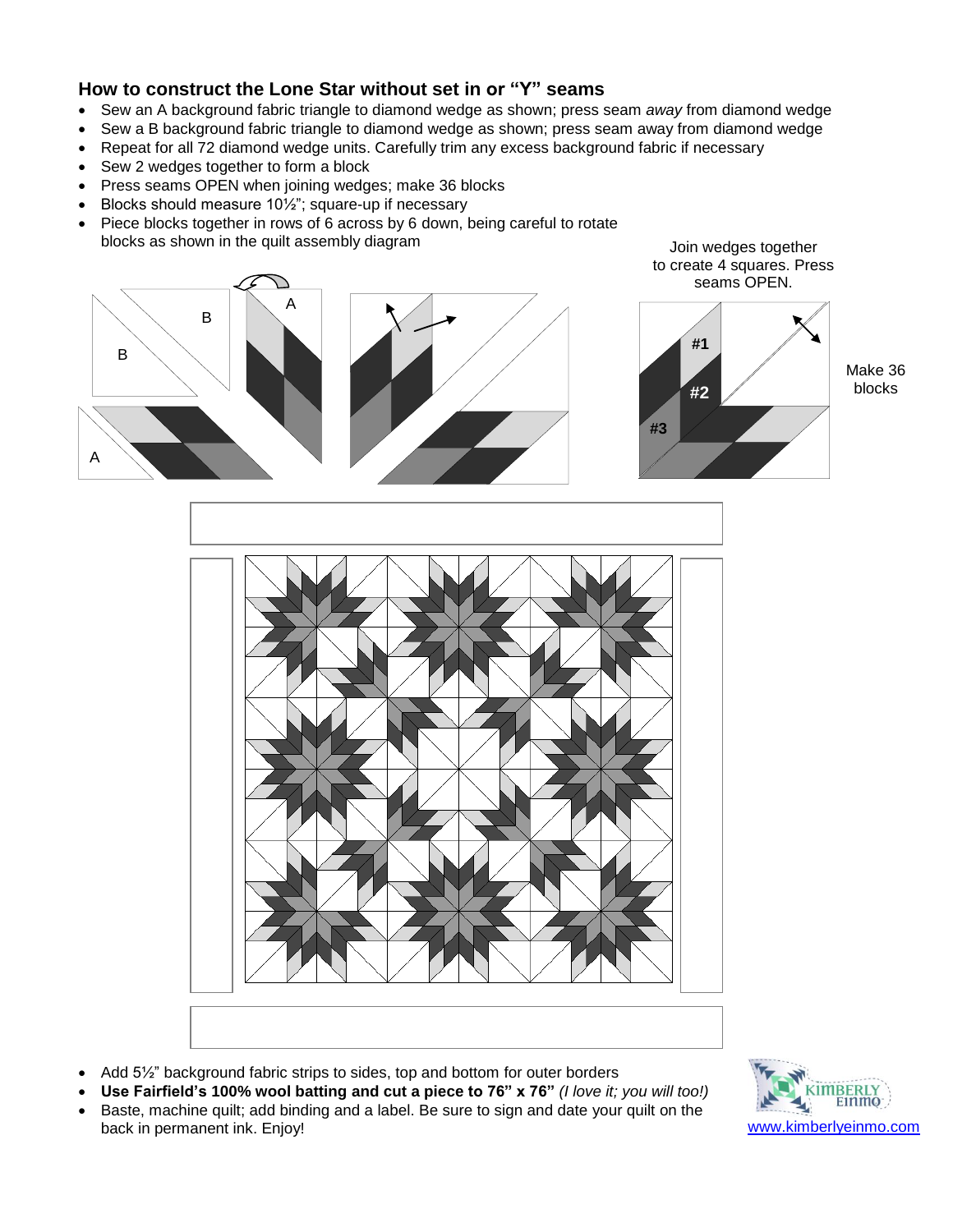## How to construct the Lone Star without set in or “Y” seams

- Sew an A background fabric triangle to diamond wedge as shown; press seam *away* from diamond wedge
- Sew a B background fabric triangle to diamond wedge as shown; press seam away from diamond wedge
- Repeat for all 72 diamond wedge units. Carefully trim any excess background fabric if necessary
- Sew 2 wedges together to form a block
- Press seams OPEN when joining wedges; make 36 blocks
- Blocks should measure 10½”; square-up if necessary
- Piece blocks together in rows of 6 across by 6 down, being careful to rotate blocks as shown in the quilt assembly diagram

A

B

B

A

Join wedges together to create 4 squares. Press seams OPEN.

#1

#2

#3

Make 36 blocks

- Add 5½” background fabric strips to sides, top and bottom for outer borders
- **Use Fairfield’s 100% wool batting and cut a piece to 76” x 76”** *(I love it; you will too!)*
- Baste, machine quilt; add binding and a label. Be sure to sign and date your quilt on the back in permanent ink. Enjoy!

KIMBERLY EINMO

www.kimberlyeinmo.com